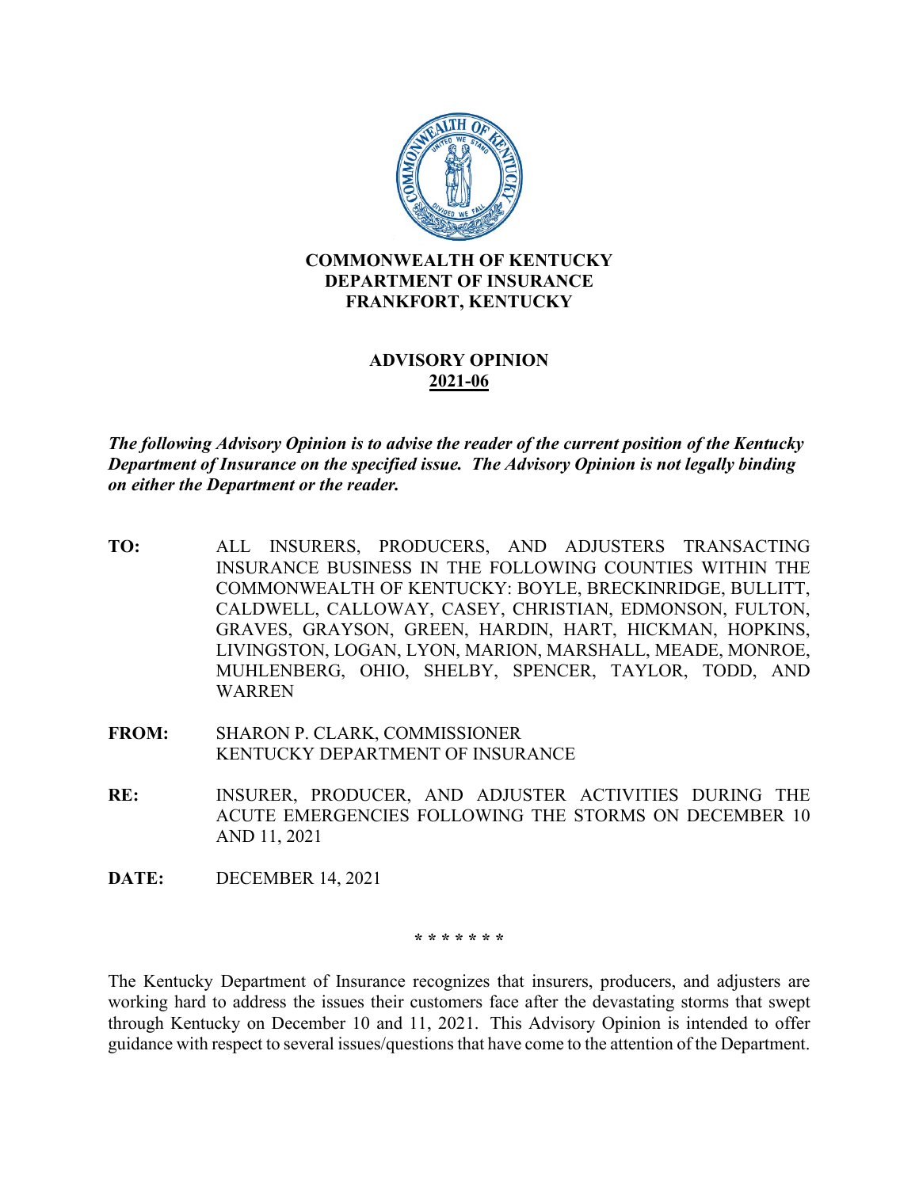**COMMONWEALTH OF KENTUCKY**
**DEPARTMENT OF INSURANCE**
**FRANKFORT, KENTUCKY**

# ADVISORY OPINION

## 2021-06

***The following Advisory Opinion is to advise the reader of the current position of the Kentucky Department of Insurance on the specified issue. The Advisory Opinion is not legally binding on either the Department or the reader.***

**TO:** ALL INSURERS, PRODUCERS, AND ADJUSTERS TRANSACTING INSURANCE BUSINESS IN THE FOLLOWING COUNTIES WITHIN THE COMMONWEALTH OF KENTUCKY: BOYLE, BRECKINRIDGE, BULLITT, CALDWELL, CALLOWAY, CASEY, CHRISTIAN, EDMONSON, FULTON, GRAVES, GRAYSON, GREEN, HARDIN, HART, HICKMAN, HOPKINS, LIVINGSTON, LOGAN, LYON, MARION, MARSHALL, MEADE, MONROE, MUHLENBERG, OHIO, SHELBY, SPENCER, TAYLOR, TODD, AND WARREN

**FROM:** SHARON P. CLARK, COMMISSIONER
KENTUCKY DEPARTMENT OF INSURANCE

**RE:** INSURER, PRODUCER, AND ADJUSTER ACTIVITIES DURING THE ACUTE EMERGENCIES FOLLOWING THE STORMS ON DECEMBER 10 AND 11, 2021

**DATE:** DECEMBER 14, 2021

\* \* \* \* \* \* \*

The Kentucky Department of Insurance recognizes that insurers, producers, and adjusters are working hard to address the issues their customers face after the devastating storms that swept through Kentucky on December 10 and 11, 2021. This Advisory Opinion is intended to offer guidance with respect to several issues/questions that have come to the attention of the Department.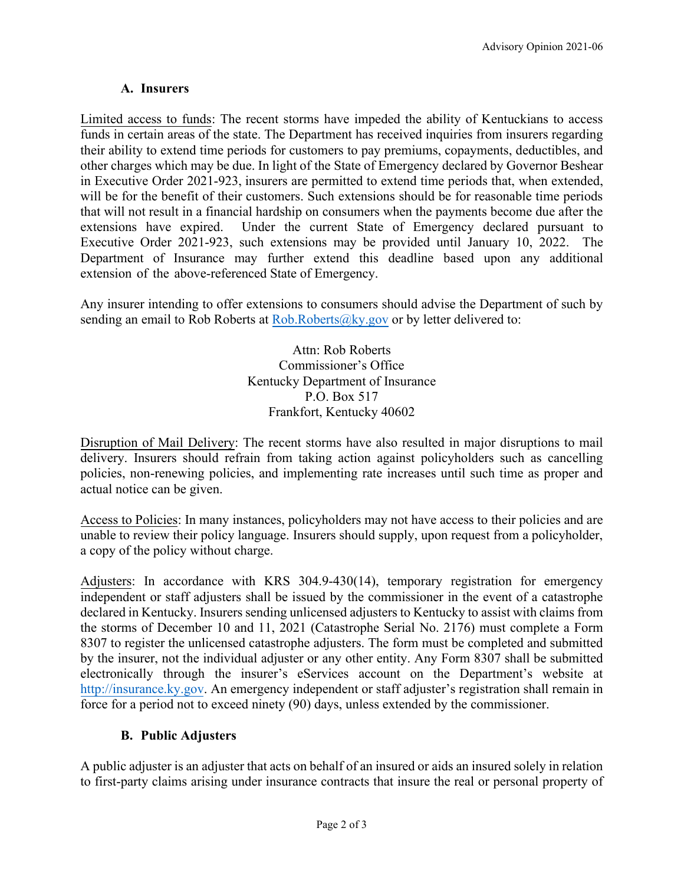### A. Insurers

Limited access to funds: The recent storms have impeded the ability of Kentuckians to access funds in certain areas of the state. The Department has received inquiries from insurers regarding their ability to extend time periods for customers to pay premiums, copayments, deductibles, and other charges which may be due. In light of the State of Emergency declared by Governor Beshear in Executive Order 2021-923, insurers are permitted to extend time periods that, when extended, will be for the benefit of their customers. Such extensions should be for reasonable time periods that will not result in a financial hardship on consumers when the payments become due after the extensions have expired. Under the current State of Emergency declared pursuant to Executive Order 2021-923, such extensions may be provided until January 10, 2022. The Department of Insurance may further extend this deadline based upon any additional extension of the above-referenced State of Emergency.

Any insurer intending to offer extensions to consumers should advise the Department of such by sending an email to Rob Roberts at Rob.Roberts@ky.gov or by letter delivered to:

Attn: Rob Roberts
Commissioner's Office
Kentucky Department of Insurance
P.O. Box 517
Frankfort, Kentucky 40602

Disruption of Mail Delivery: The recent storms have also resulted in major disruptions to mail delivery. Insurers should refrain from taking action against policyholders such as cancelling policies, non-renewing policies, and implementing rate increases until such time as proper and actual notice can be given.

Access to Policies: In many instances, policyholders may not have access to their policies and are unable to review their policy language. Insurers should supply, upon request from a policyholder, a copy of the policy without charge.

Adjusters: In accordance with KRS 304.9-430(14), temporary registration for emergency independent or staff adjusters shall be issued by the commissioner in the event of a catastrophe declared in Kentucky. Insurers sending unlicensed adjusters to Kentucky to assist with claims from the storms of December 10 and 11, 2021 (Catastrophe Serial No. 2176) must complete a Form 8307 to register the unlicensed catastrophe adjusters. The form must be completed and submitted by the insurer, not the individual adjuster or any other entity. Any Form 8307 shall be submitted electronically through the insurer's eServices account on the Department's website at http://insurance.ky.gov. An emergency independent or staff adjuster's registration shall remain in force for a period not to exceed ninety (90) days, unless extended by the commissioner.

### B. Public Adjusters

A public adjuster is an adjuster that acts on behalf of an insured or aids an insured solely in relation to first-party claims arising under insurance contracts that insure the real or personal property of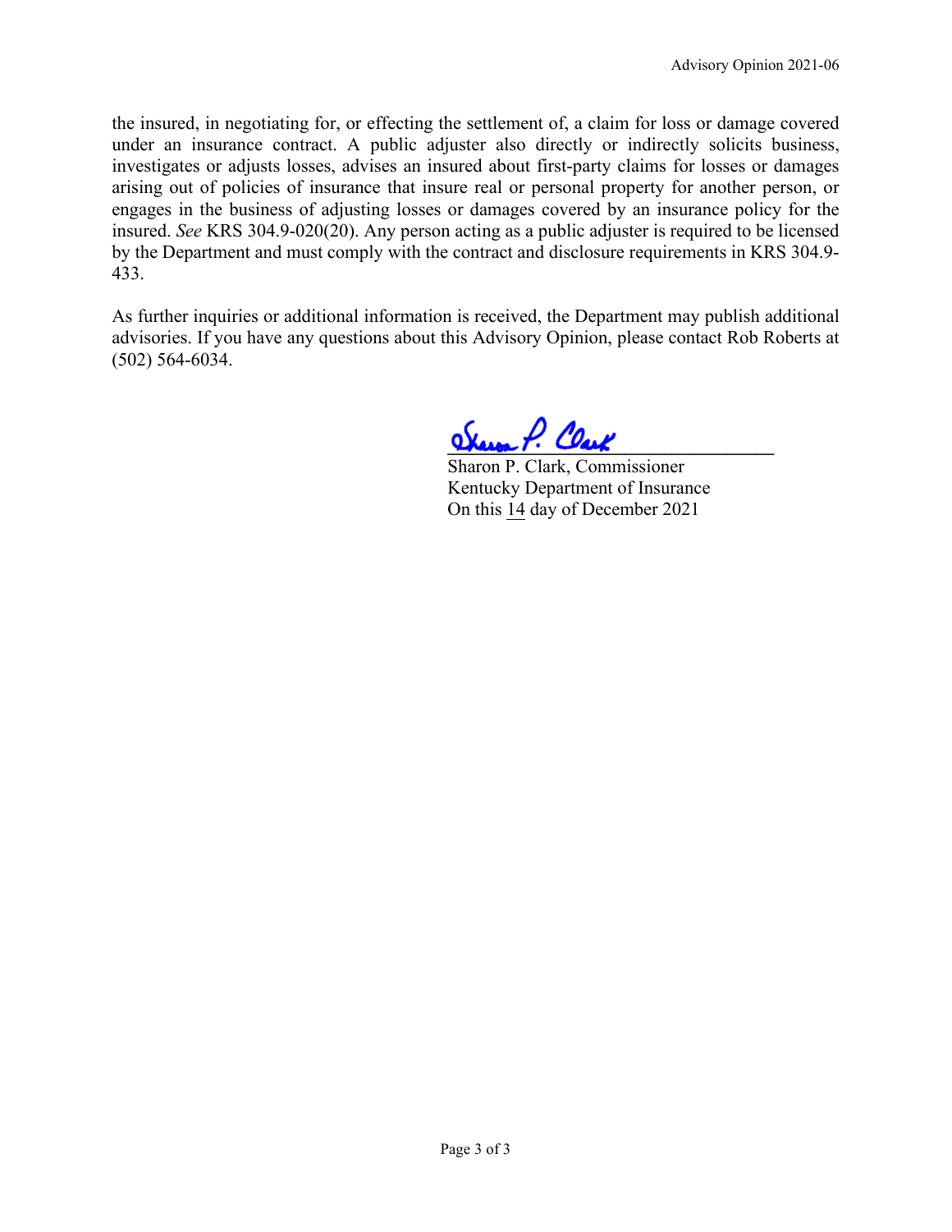the insured, in negotiating for, or effecting the settlement of, a claim for loss or damage covered under an insurance contract. A public adjuster also directly or indirectly solicits business, investigates or adjusts losses, advises an insured about first-party claims for losses or damages arising out of policies of insurance that insure real or personal property for another person, or engages in the business of adjusting losses or damages covered by an insurance policy for the insured. *See* KRS 304.9-020(20). Any person acting as a public adjuster is required to be licensed by the Department and must comply with the contract and disclosure requirements in KRS 304.9-433.

As further inquiries or additional information is received, the Department may publish additional advisories. If you have any questions about this Advisory Opinion, please contact Rob Roberts at (502) 564-6034.

Sharon P. Clark, Commissioner
Kentucky Department of Insurance
On this 14 day of December 2021